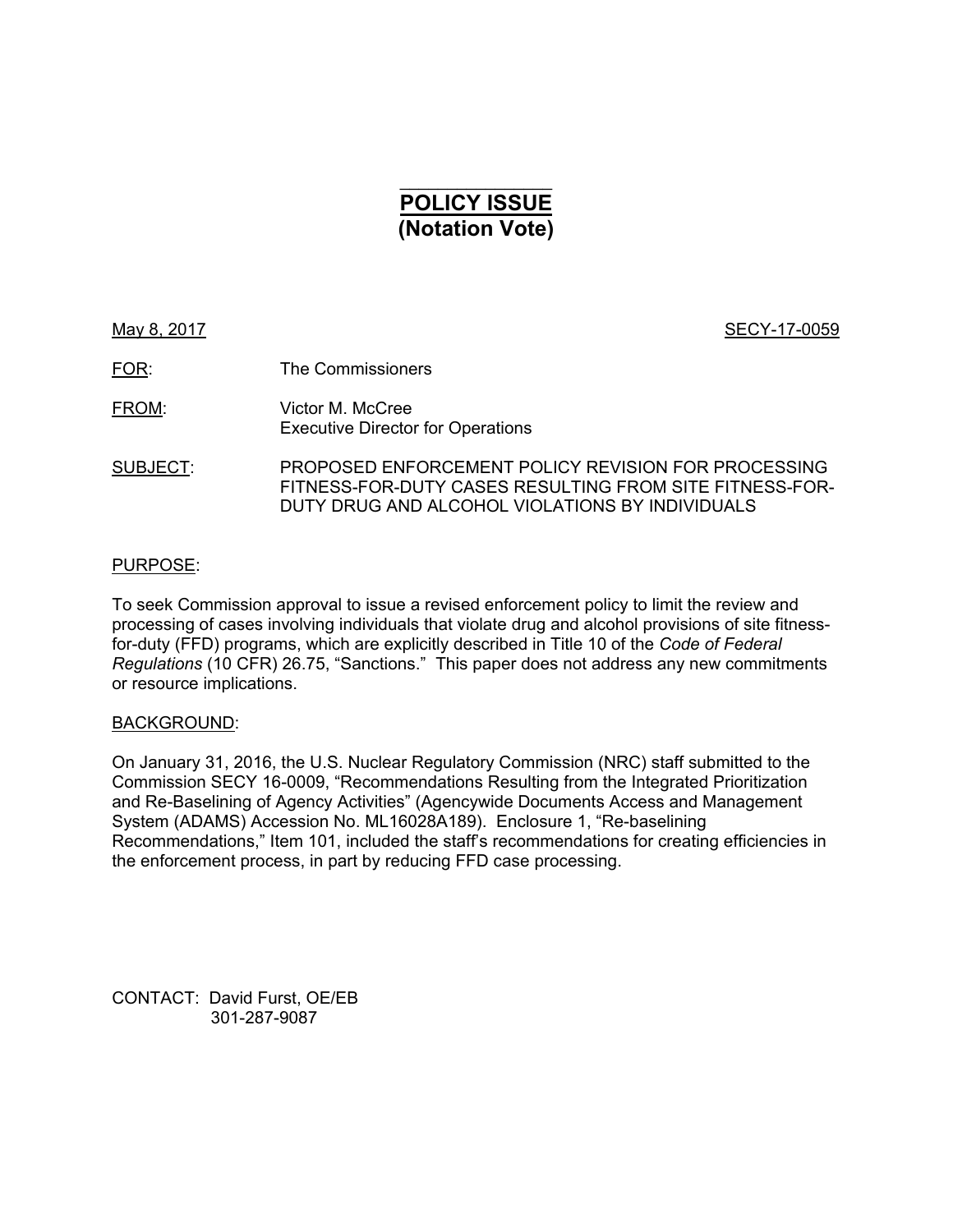# POLICY ISSUE
## (Notation Vote)

May 8, 2017 SECY-17-0059

FOR: The Commissioners

FROM: Victor M. McCree
Executive Director for Operations

SUBJECT: PROPOSED ENFORCEMENT POLICY REVISION FOR PROCESSING FITNESS-FOR-DUTY CASES RESULTING FROM SITE FITNESS-FOR-DUTY DRUG AND ALCOHOL VIOLATIONS BY INDIVIDUALS

PURPOSE:

To seek Commission approval to issue a revised enforcement policy to limit the review and processing of cases involving individuals that violate drug and alcohol provisions of site fitness-for-duty (FFD) programs, which are explicitly described in Title 10 of the *Code of Federal Regulations* (10 CFR) 26.75, "Sanctions." This paper does not address any new commitments or resource implications.

BACKGROUND:

On January 31, 2016, the U.S. Nuclear Regulatory Commission (NRC) staff submitted to the Commission SECY 16-0009, "Recommendations Resulting from the Integrated Prioritization and Re-Baselining of Agency Activities" (Agencywide Documents Access and Management System (ADAMS) Accession No. ML16028A189). Enclosure 1, "Re-baselining Recommendations," Item 101, included the staff's recommendations for creating efficiencies in the enforcement process, in part by reducing FFD case processing.

CONTACT: David Furst, OE/EB
301-287-9087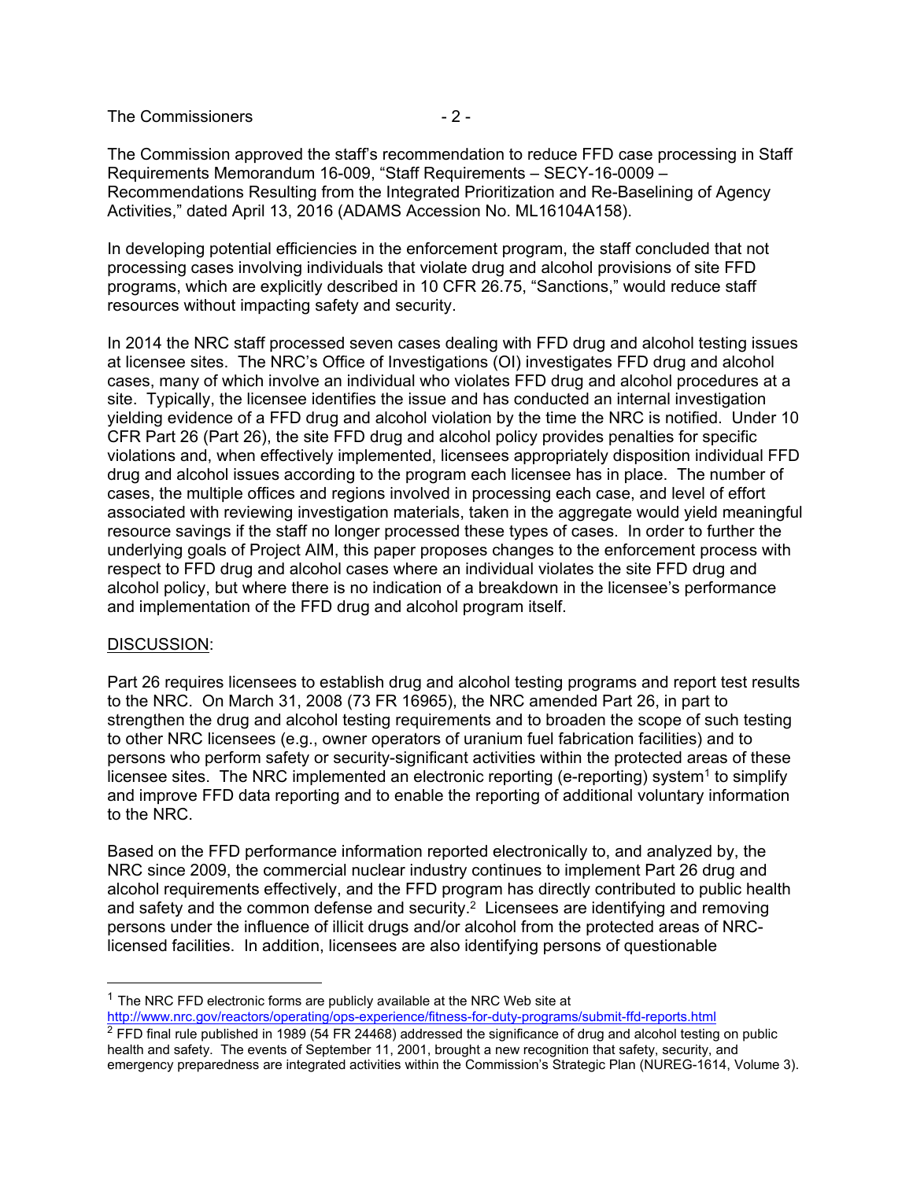The Commission approved the staff's recommendation to reduce FFD case processing in Staff Requirements Memorandum 16-009, "Staff Requirements – SECY-16-0009 – Recommendations Resulting from the Integrated Prioritization and Re-Baselining of Agency Activities," dated April 13, 2016 (ADAMS Accession No. ML16104A158).

In developing potential efficiencies in the enforcement program, the staff concluded that not processing cases involving individuals that violate drug and alcohol provisions of site FFD programs, which are explicitly described in 10 CFR 26.75, "Sanctions," would reduce staff resources without impacting safety and security.

In 2014 the NRC staff processed seven cases dealing with FFD drug and alcohol testing issues at licensee sites. The NRC's Office of Investigations (OI) investigates FFD drug and alcohol cases, many of which involve an individual who violates FFD drug and alcohol procedures at a site. Typically, the licensee identifies the issue and has conducted an internal investigation yielding evidence of a FFD drug and alcohol violation by the time the NRC is notified. Under 10 CFR Part 26 (Part 26), the site FFD drug and alcohol policy provides penalties for specific violations and, when effectively implemented, licensees appropriately disposition individual FFD drug and alcohol issues according to the program each licensee has in place. The number of cases, the multiple offices and regions involved in processing each case, and level of effort associated with reviewing investigation materials, taken in the aggregate would yield meaningful resource savings if the staff no longer processed these types of cases. In order to further the underlying goals of Project AIM, this paper proposes changes to the enforcement process with respect to FFD drug and alcohol cases where an individual violates the site FFD drug and alcohol policy, but where there is no indication of a breakdown in the licensee's performance and implementation of the FFD drug and alcohol program itself.

## DISCUSSION:

Part 26 requires licensees to establish drug and alcohol testing programs and report test results to the NRC. On March 31, 2008 (73 FR 16965), the NRC amended Part 26, in part to strengthen the drug and alcohol testing requirements and to broaden the scope of such testing to other NRC licensees (e.g., owner operators of uranium fuel fabrication facilities) and to persons who perform safety or security-significant activities within the protected areas of these licensee sites. The NRC implemented an electronic reporting (e-reporting) system[1] to simplify and improve FFD data reporting and to enable the reporting of additional voluntary information to the NRC.

Based on the FFD performance information reported electronically to, and analyzed by, the NRC since 2009, the commercial nuclear industry continues to implement Part 26 drug and alcohol requirements effectively, and the FFD program has directly contributed to public health and safety and the common defense and security.[2] Licensees are identifying and removing persons under the influence of illicit drugs and/or alcohol from the protected areas of NRC-licensed facilities. In addition, licensees are also identifying persons of questionable

---

[1] The NRC FFD electronic forms are publicly available at the NRC Web site at http://www.nrc.gov/reactors/operating/ops-experience/fitness-for-duty-programs/submit-ffd-reports.html

[2] FFD final rule published in 1989 (54 FR 24468) addressed the significance of drug and alcohol testing on public health and safety. The events of September 11, 2001, brought a new recognition that safety, security, and emergency preparedness are integrated activities within the Commission's Strategic Plan (NUREG-1614, Volume 3).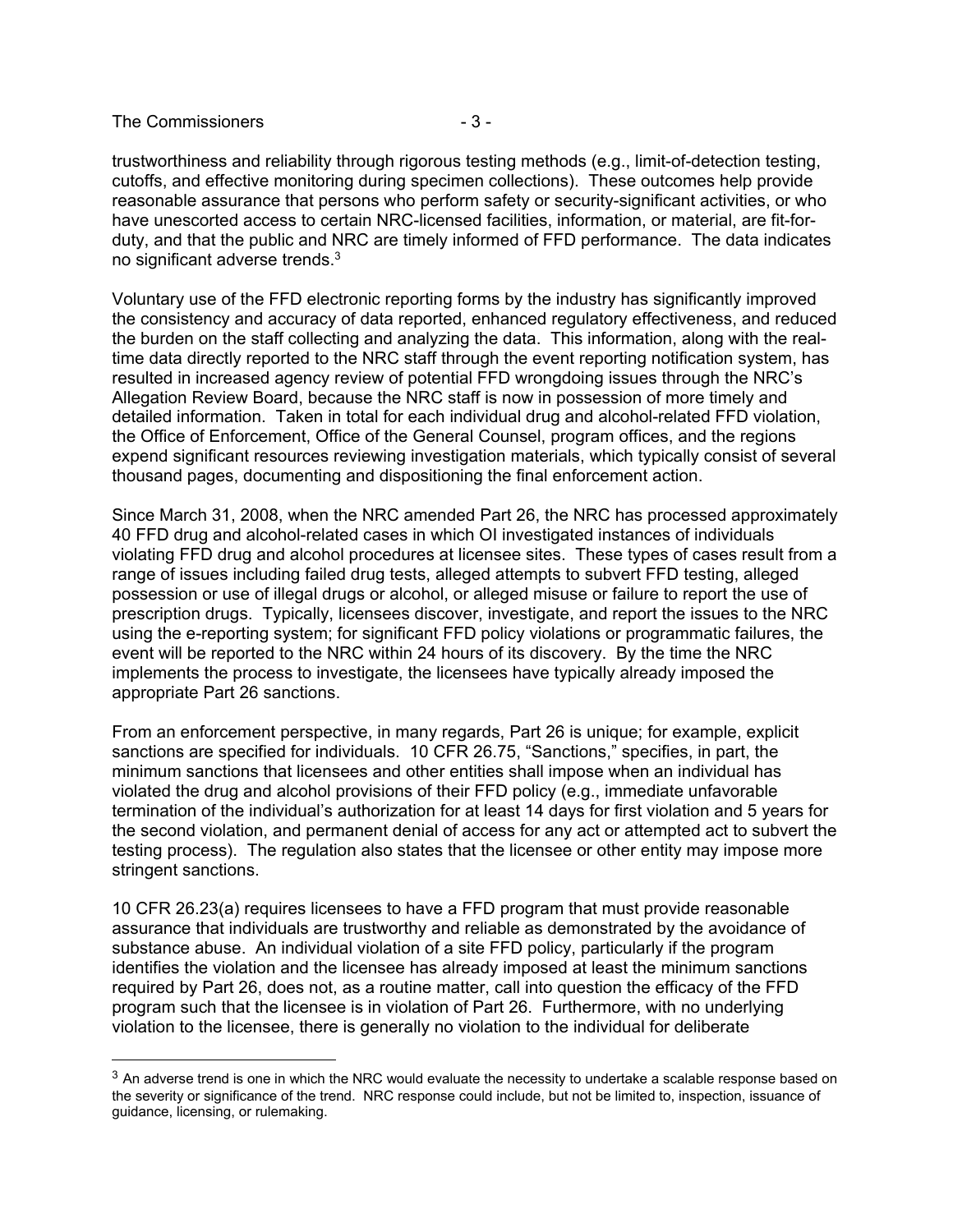trustworthiness and reliability through rigorous testing methods (e.g., limit-of-detection testing, cutoffs, and effective monitoring during specimen collections). These outcomes help provide reasonable assurance that persons who perform safety or security-significant activities, or who have unescorted access to certain NRC-licensed facilities, information, or material, are fit-for-duty, and that the public and NRC are timely informed of FFD performance. The data indicates no significant adverse trends.[3]

Voluntary use of the FFD electronic reporting forms by the industry has significantly improved the consistency and accuracy of data reported, enhanced regulatory effectiveness, and reduced the burden on the staff collecting and analyzing the data. This information, along with the real-time data directly reported to the NRC staff through the event reporting notification system, has resulted in increased agency review of potential FFD wrongdoing issues through the NRC's Allegation Review Board, because the NRC staff is now in possession of more timely and detailed information. Taken in total for each individual drug and alcohol-related FFD violation, the Office of Enforcement, Office of the General Counsel, program offices, and the regions expend significant resources reviewing investigation materials, which typically consist of several thousand pages, documenting and dispositioning the final enforcement action.

Since March 31, 2008, when the NRC amended Part 26, the NRC has processed approximately 40 FFD drug and alcohol-related cases in which OI investigated instances of individuals violating FFD drug and alcohol procedures at licensee sites. These types of cases result from a range of issues including failed drug tests, alleged attempts to subvert FFD testing, alleged possession or use of illegal drugs or alcohol, or alleged misuse or failure to report the use of prescription drugs. Typically, licensees discover, investigate, and report the issues to the NRC using the e-reporting system; for significant FFD policy violations or programmatic failures, the event will be reported to the NRC within 24 hours of its discovery. By the time the NRC implements the process to investigate, the licensees have typically already imposed the appropriate Part 26 sanctions.

From an enforcement perspective, in many regards, Part 26 is unique; for example, explicit sanctions are specified for individuals. 10 CFR 26.75, "Sanctions," specifies, in part, the minimum sanctions that licensees and other entities shall impose when an individual has violated the drug and alcohol provisions of their FFD policy (e.g., immediate unfavorable termination of the individual's authorization for at least 14 days for first violation and 5 years for the second violation, and permanent denial of access for any act or attempted act to subvert the testing process). The regulation also states that the licensee or other entity may impose more stringent sanctions.

10 CFR 26.23(a) requires licensees to have a FFD program that must provide reasonable assurance that individuals are trustworthy and reliable as demonstrated by the avoidance of substance abuse. An individual violation of a site FFD policy, particularly if the program identifies the violation and the licensee has already imposed at least the minimum sanctions required by Part 26, does not, as a routine matter, call into question the efficacy of the FFD program such that the licensee is in violation of Part 26. Furthermore, with no underlying violation to the licensee, there is generally no violation to the individual for deliberate

[3] An adverse trend is one in which the NRC would evaluate the necessity to undertake a scalable response based on the severity or significance of the trend. NRC response could include, but not be limited to, inspection, issuance of guidance, licensing, or rulemaking.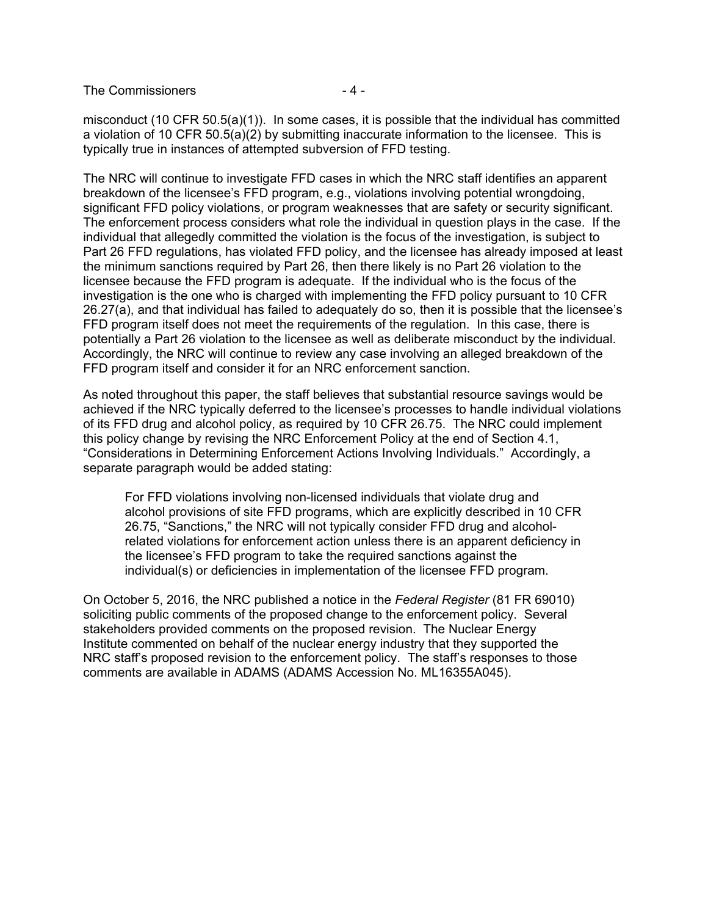misconduct (10 CFR 50.5(a)(1)). In some cases, it is possible that the individual has committed a violation of 10 CFR 50.5(a)(2) by submitting inaccurate information to the licensee. This is typically true in instances of attempted subversion of FFD testing.

The NRC will continue to investigate FFD cases in which the NRC staff identifies an apparent breakdown of the licensee's FFD program, e.g., violations involving potential wrongdoing, significant FFD policy violations, or program weaknesses that are safety or security significant. The enforcement process considers what role the individual in question plays in the case. If the individual that allegedly committed the violation is the focus of the investigation, is subject to Part 26 FFD regulations, has violated FFD policy, and the licensee has already imposed at least the minimum sanctions required by Part 26, then there likely is no Part 26 violation to the licensee because the FFD program is adequate. If the individual who is the focus of the investigation is the one who is charged with implementing the FFD policy pursuant to 10 CFR 26.27(a), and that individual has failed to adequately do so, then it is possible that the licensee's FFD program itself does not meet the requirements of the regulation. In this case, there is potentially a Part 26 violation to the licensee as well as deliberate misconduct by the individual. Accordingly, the NRC will continue to review any case involving an alleged breakdown of the FFD program itself and consider it for an NRC enforcement sanction.

As noted throughout this paper, the staff believes that substantial resource savings would be achieved if the NRC typically deferred to the licensee's processes to handle individual violations of its FFD drug and alcohol policy, as required by 10 CFR 26.75. The NRC could implement this policy change by revising the NRC Enforcement Policy at the end of Section 4.1, "Considerations in Determining Enforcement Actions Involving Individuals." Accordingly, a separate paragraph would be added stating:

> For FFD violations involving non-licensed individuals that violate drug and alcohol provisions of site FFD programs, which are explicitly described in 10 CFR 26.75, "Sanctions," the NRC will not typically consider FFD drug and alcohol-related violations for enforcement action unless there is an apparent deficiency in the licensee's FFD program to take the required sanctions against the individual(s) or deficiencies in implementation of the licensee FFD program.

On October 5, 2016, the NRC published a notice in the *Federal Register* (81 FR 69010) soliciting public comments of the proposed change to the enforcement policy. Several stakeholders provided comments on the proposed revision. The Nuclear Energy Institute commented on behalf of the nuclear energy industry that they supported the NRC staff's proposed revision to the enforcement policy. The staff's responses to those comments are available in ADAMS (ADAMS Accession No. ML16355A045).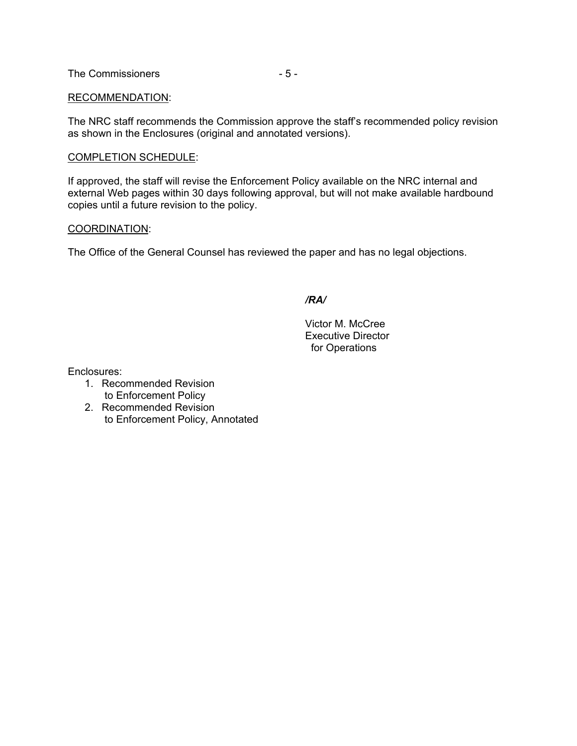RECOMMENDATION:

The NRC staff recommends the Commission approve the staff's recommended policy revision as shown in the Enclosures (original and annotated versions).

COMPLETION SCHEDULE:

If approved, the staff will revise the Enforcement Policy available on the NRC internal and external Web pages within 30 days following approval, but will not make available hardbound copies until a future revision to the policy.

COORDINATION:

The Office of the General Counsel has reviewed the paper and has no legal objections.

*/RA/*

Victor M. McCree
Executive Director
for Operations

Enclosures:

1. Recommended Revision to Enforcement Policy
2. Recommended Revision to Enforcement Policy, Annotated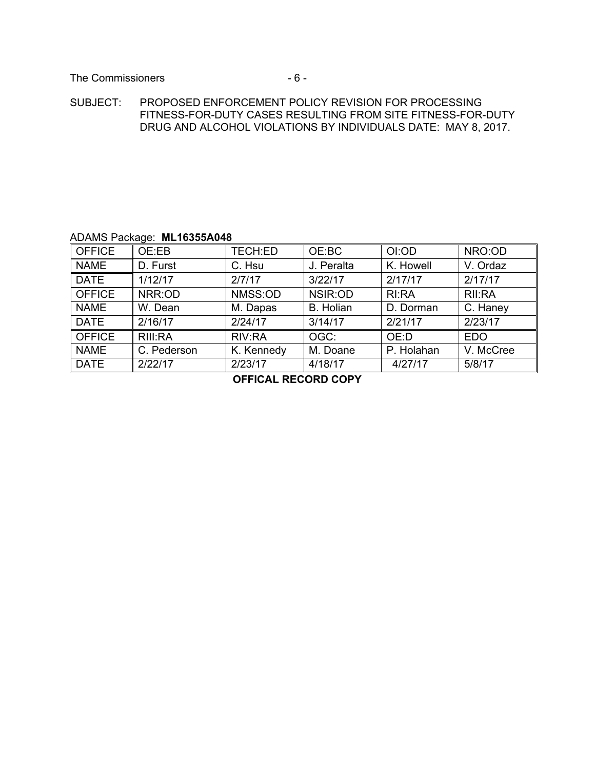The Commissioners

SUBJECT: PROPOSED ENFORCEMENT POLICY REVISION FOR PROCESSING FITNESS-FOR-DUTY CASES RESULTING FROM SITE FITNESS-FOR-DUTY DRUG AND ALCOHOL VIOLATIONS BY INDIVIDUALS DATE: MAY 8, 2017.

ADAMS Package: **ML16355A048**

| OFFICE | OE:EB | TECH:ED | OE:BC | OI:OD | NRO:OD |
|---|---|---|---|---|---|
| NAME | D. Furst | C. Hsu | J. Peralta | K. Howell | V. Ordaz |
| DATE | 1/12/17 | 2/7/17 | 3/22/17 | 2/17/17 | 2/17/17 |
| OFFICE | NRR:OD | NMSS:OD | NSIR:OD | RI:RA | RII:RA |
| NAME | W. Dean | M. Dapas | B. Holian | D. Dorman | C. Haney |
| DATE | 2/16/17 | 2/24/17 | 3/14/17 | 2/21/17 | 2/23/17 |
| OFFICE | RIII:RA | RIV:RA | OGC: | OE:D | EDO |
| NAME | C. Pederson | K. Kennedy | M. Doane | P. Holahan | V. McCree |
| DATE | 2/22/17 | 2/23/17 | 4/18/17 | 4/27/17 | 5/8/17 |

**OFFICAL RECORD COPY**